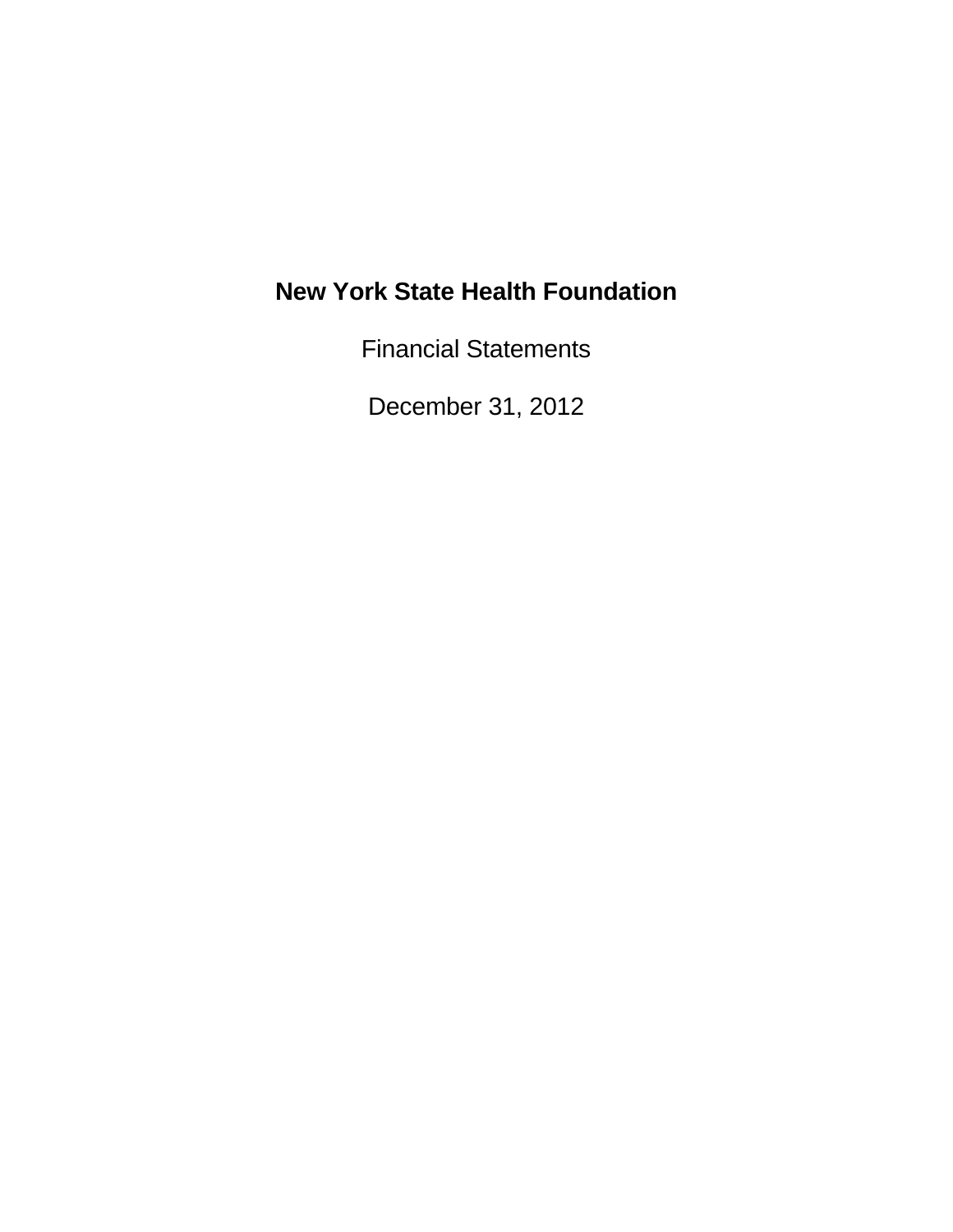# New York State Health Foundation

Financial Statements

December 31, 2012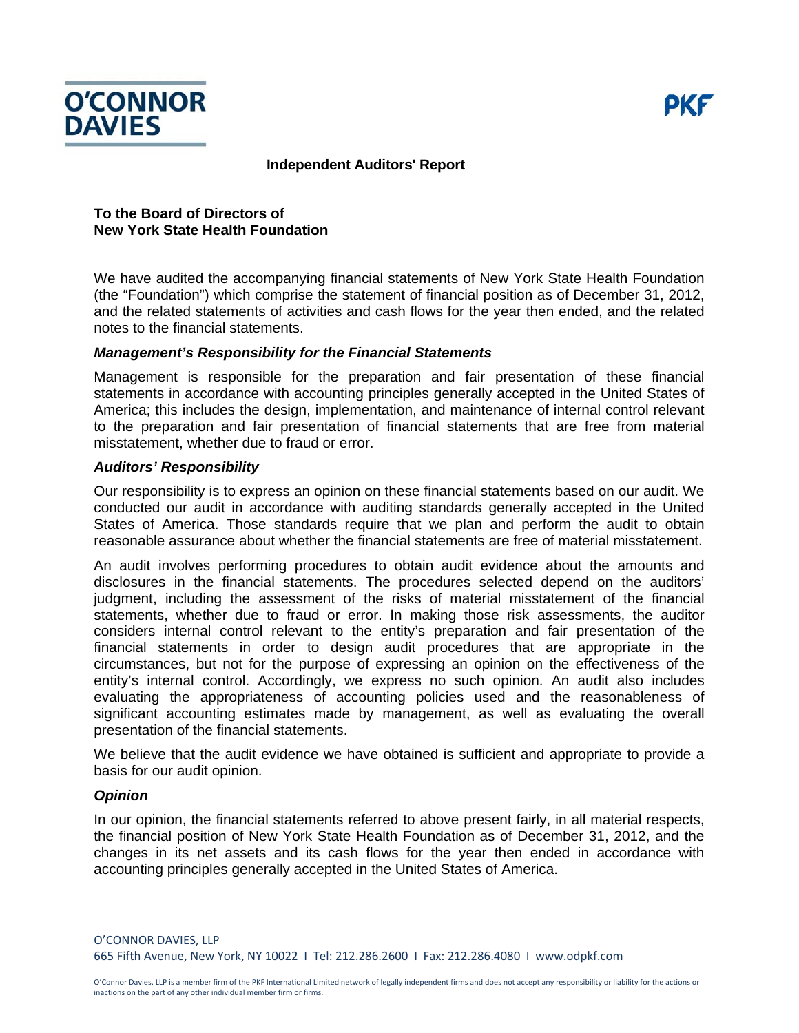O'CONNOR DAVIES

PKF

## Independent Auditors' Report

**To the Board of Directors of**
**New York State Health Foundation**

We have audited the accompanying financial statements of New York State Health Foundation (the "Foundation") which comprise the statement of financial position as of December 31, 2012, and the related statements of activities and cash flows for the year then ended, and the related notes to the financial statements.

### *Management's Responsibility for the Financial Statements*

Management is responsible for the preparation and fair presentation of these financial statements in accordance with accounting principles generally accepted in the United States of America; this includes the design, implementation, and maintenance of internal control relevant to the preparation and fair presentation of financial statements that are free from material misstatement, whether due to fraud or error.

### *Auditors' Responsibility*

Our responsibility is to express an opinion on these financial statements based on our audit. We conducted our audit in accordance with auditing standards generally accepted in the United States of America. Those standards require that we plan and perform the audit to obtain reasonable assurance about whether the financial statements are free of material misstatement.

An audit involves performing procedures to obtain audit evidence about the amounts and disclosures in the financial statements. The procedures selected depend on the auditors' judgment, including the assessment of the risks of material misstatement of the financial statements, whether due to fraud or error. In making those risk assessments, the auditor considers internal control relevant to the entity's preparation and fair presentation of the financial statements in order to design audit procedures that are appropriate in the circumstances, but not for the purpose of expressing an opinion on the effectiveness of the entity's internal control. Accordingly, we express no such opinion. An audit also includes evaluating the appropriateness of accounting policies used and the reasonableness of significant accounting estimates made by management, as well as evaluating the overall presentation of the financial statements.

We believe that the audit evidence we have obtained is sufficient and appropriate to provide a basis for our audit opinion.

### *Opinion*

In our opinion, the financial statements referred to above present fairly, in all material respects, the financial position of New York State Health Foundation as of December 31, 2012, and the changes in its net assets and its cash flows for the year then ended in accordance with accounting principles generally accepted in the United States of America.

O'CONNOR DAVIES, LLP
665 Fifth Avenue, New York, NY 10022 I Tel: 212.286.2600 I Fax: 212.286.4080 I www.odpkf.com

O'Connor Davies, LLP is a member firm of the PKF International Limited network of legally independent firms and does not accept any responsibility or liability for the actions or inactions on the part of any other individual member firm or firms.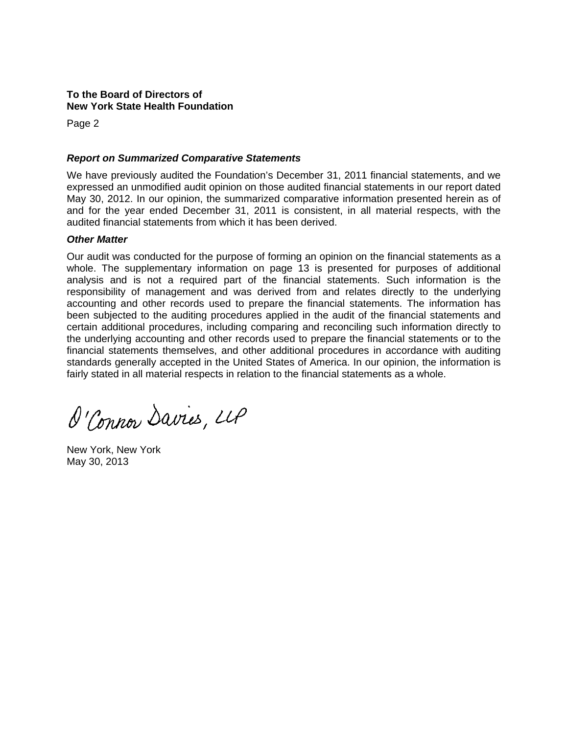**To the Board of Directors of**
**New York State Health Foundation**

***Report on Summarized Comparative Statements***

We have previously audited the Foundation's December 31, 2011 financial statements, and we expressed an unmodified audit opinion on those audited financial statements in our report dated May 30, 2012. In our opinion, the summarized comparative information presented herein as of and for the year ended December 31, 2011 is consistent, in all material respects, with the audited financial statements from which it has been derived.

***Other Matter***

Our audit was conducted for the purpose of forming an opinion on the financial statements as a whole. The supplementary information on page 13 is presented for purposes of additional analysis and is not a required part of the financial statements. Such information is the responsibility of management and was derived from and relates directly to the underlying accounting and other records used to prepare the financial statements. The information has been subjected to the auditing procedures applied in the audit of the financial statements and certain additional procedures, including comparing and reconciling such information directly to the underlying accounting and other records used to prepare the financial statements or to the financial statements themselves, and other additional procedures in accordance with auditing standards generally accepted in the United States of America. In our opinion, the information is fairly stated in all material respects in relation to the financial statements as a whole.

O'Connor Davies, LLP

New York, New York
May 30, 2013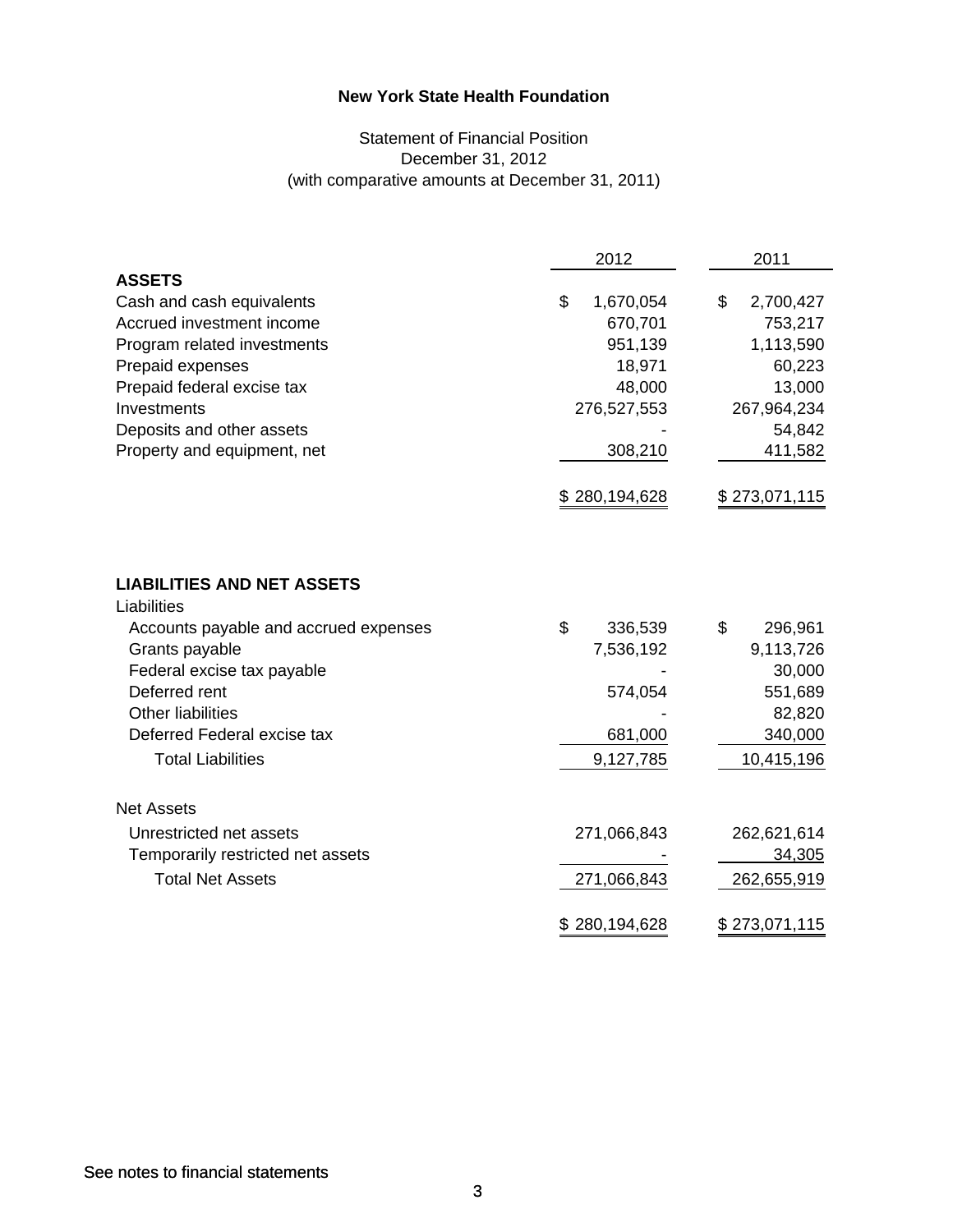**New York State Health Foundation**

Statement of Financial Position
December 31, 2012
(with comparative amounts at December 31, 2011)

| | 2012 | 2011 |
|---|---|---|
| **ASSETS** | | |
| Cash and cash equivalents | $ 1,670,054 | $ 2,700,427 |
| Accrued investment income | 670,701 | 753,217 |
| Program related investments | 951,139 | 1,113,590 |
| Prepaid expenses | 18,971 | 60,223 |
| Prepaid federal excise tax | 48,000 | 13,000 |
| Investments | 276,527,553 | 267,964,234 |
| Deposits and other assets | - | 54,842 |
| Property and equipment, net | 308,210 | 411,582 |
| | $ 280,194,628 | $ 273,071,115 |
| **LIABILITIES AND NET ASSETS** | | |
| Liabilities | | |
| Accounts payable and accrued expenses | $ 336,539 | $ 296,961 |
| Grants payable | 7,536,192 | 9,113,726 |
| Federal excise tax payable | - | 30,000 |
| Deferred rent | 574,054 | 551,689 |
| Other liabilities | - | 82,820 |
| Deferred Federal excise tax | 681,000 | 340,000 |
| Total Liabilities | 9,127,785 | 10,415,196 |
| Net Assets | | |
| Unrestricted net assets | 271,066,843 | 262,621,614 |
| Temporarily restricted net assets | - | 34,305 |
| Total Net Assets | 271,066,843 | 262,655,919 |
| | $ 280,194,628 | $ 273,071,115 |

See notes to financial statements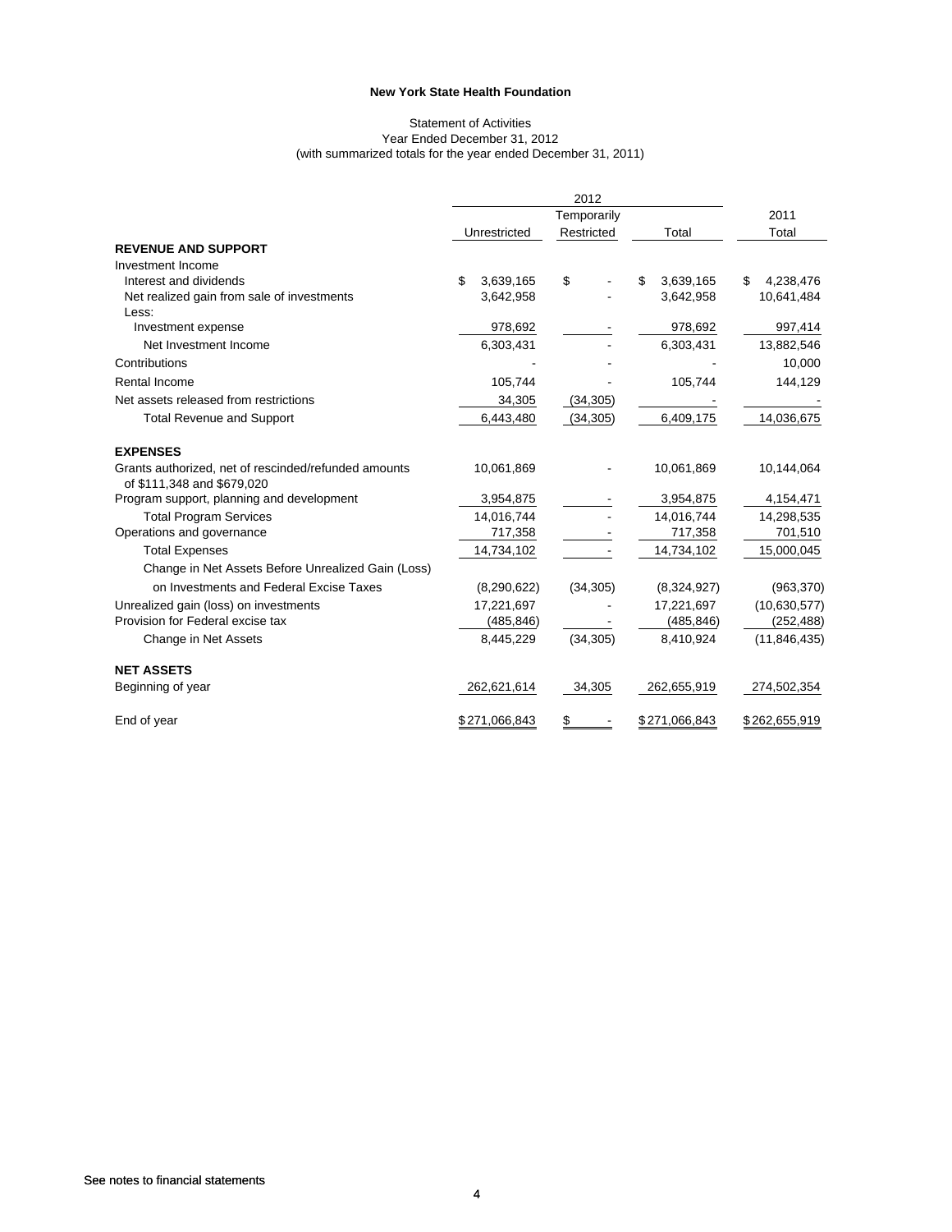**New York State Health Foundation**

Statement of Activities
Year Ended December 31, 2012
(with summarized totals for the year ended December 31, 2011)

| | 2012 | | | 2011 |
|---|---|---|---|---|
| | Unrestricted | Temporarily Restricted | Total | Total |
| **REVENUE AND SUPPORT** | | | | |
| Investment Income | | | | |
| Interest and dividends | $ 3,639,165 | $ - | $ 3,639,165 | $ 4,238,476 |
| Net realized gain from sale of investments | 3,642,958 | - | 3,642,958 | 10,641,484 |
| Less: | | | | |
| Investment expense | 978,692 | - | 978,692 | 997,414 |
| Net Investment Income | 6,303,431 | - | 6,303,431 | 13,882,546 |
| Contributions | - | - | - | 10,000 |
| Rental Income | 105,744 | - | 105,744 | 144,129 |
| Net assets released from restrictions | 34,305 | (34,305) | - | - |
| Total Revenue and Support | 6,443,480 | (34,305) | 6,409,175 | 14,036,675 |
| **EXPENSES** | | | | |
| Grants authorized, net of rescinded/refunded amounts of $111,348 and $679,020 | 10,061,869 | - | 10,061,869 | 10,144,064 |
| Program support, planning and development | 3,954,875 | - | 3,954,875 | 4,154,471 |
| Total Program Services | 14,016,744 | - | 14,016,744 | 14,298,535 |
| Operations and governance | 717,358 | - | 717,358 | 701,510 |
| Total Expenses | 14,734,102 | - | 14,734,102 | 15,000,045 |
| Change in Net Assets Before Unrealized Gain (Loss) on Investments and Federal Excise Taxes | (8,290,622) | (34,305) | (8,324,927) | (963,370) |
| Unrealized gain (loss) on investments | 17,221,697 | - | 17,221,697 | (10,630,577) |
| Provision for Federal excise tax | (485,846) | - | (485,846) | (252,488) |
| Change in Net Assets | 8,445,229 | (34,305) | 8,410,924 | (11,846,435) |
| **NET ASSETS** | | | | |
| Beginning of year | 262,621,614 | 34,305 | 262,655,919 | 274,502,354 |
| End of year | $ 271,066,843 | $ - | $ 271,066,843 | $ 262,655,919 |

See notes to financial statements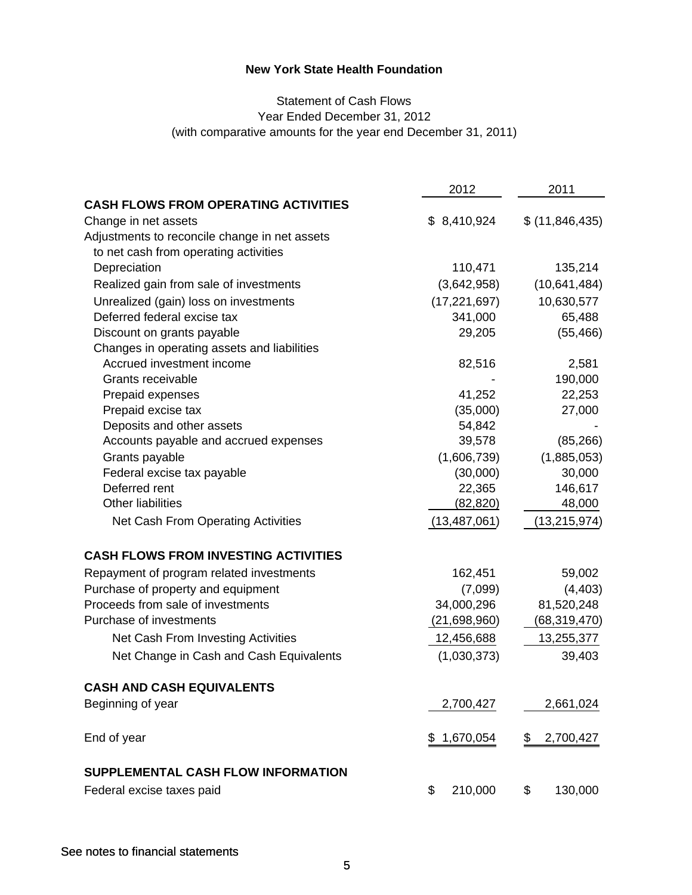# New York State Health Foundation

Statement of Cash Flows
Year Ended December 31, 2012
(with comparative amounts for the year end December 31, 2011)

| | 2012 | 2011 |
|---|---|---|
| **CASH FLOWS FROM OPERATING ACTIVITIES** | | |
| Change in net assets | $ 8,410,924 | $ (11,846,435) |
| Adjustments to reconcile change in net assets to net cash from operating activities | | |
| Depreciation | 110,471 | 135,214 |
| Realized gain from sale of investments | (3,642,958) | (10,641,484) |
| Unrealized (gain) loss on investments | (17,221,697) | 10,630,577 |
| Deferred federal excise tax | 341,000 | 65,488 |
| Discount on grants payable | 29,205 | (55,466) |
| Changes in operating assets and liabilities | | |
| Accrued investment income | 82,516 | 2,581 |
| Grants receivable | - | 190,000 |
| Prepaid expenses | 41,252 | 22,253 |
| Prepaid excise tax | (35,000) | 27,000 |
| Deposits and other assets | 54,842 | - |
| Accounts payable and accrued expenses | 39,578 | (85,266) |
| Grants payable | (1,606,739) | (1,885,053) |
| Federal excise tax payable | (30,000) | 30,000 |
| Deferred rent | 22,365 | 146,617 |
| Other liabilities | (82,820) | 48,000 |
| Net Cash From Operating Activities | (13,487,061) | (13,215,974) |
| **CASH FLOWS FROM INVESTING ACTIVITIES** | | |
| Repayment of program related investments | 162,451 | 59,002 |
| Purchase of property and equipment | (7,099) | (4,403) |
| Proceeds from sale of investments | 34,000,296 | 81,520,248 |
| Purchase of investments | (21,698,960) | (68,319,470) |
| Net Cash From Investing Activities | 12,456,688 | 13,255,377 |
| Net Change in Cash and Cash Equivalents | (1,030,373) | 39,403 |
| **CASH AND CASH EQUIVALENTS** | | |
| Beginning of year | 2,700,427 | 2,661,024 |
| End of year | $ 1,670,054 | $ 2,700,427 |
| **SUPPLEMENTAL CASH FLOW INFORMATION** | | |
| Federal excise taxes paid | $ 210,000 | $ 130,000 |

See notes to financial statements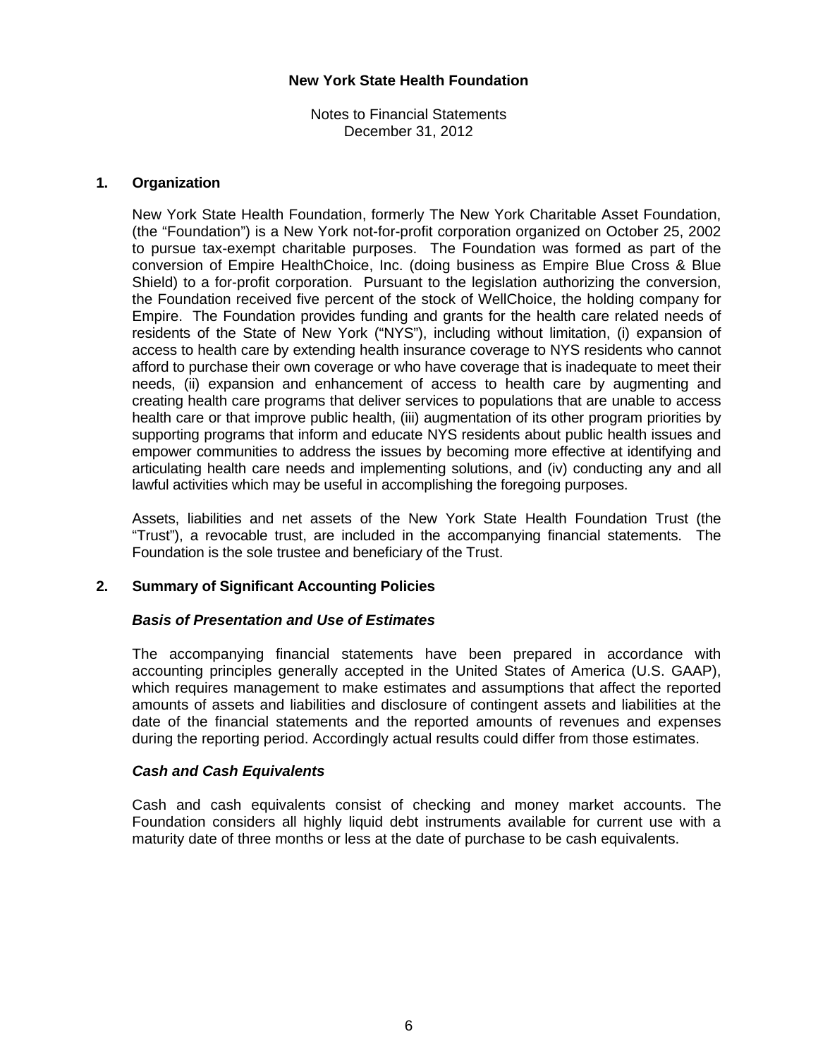**New York State Health Foundation**

Notes to Financial Statements
December 31, 2012

## 1. Organization

New York State Health Foundation, formerly The New York Charitable Asset Foundation, (the "Foundation") is a New York not-for-profit corporation organized on October 25, 2002 to pursue tax-exempt charitable purposes. The Foundation was formed as part of the conversion of Empire HealthChoice, Inc. (doing business as Empire Blue Cross & Blue Shield) to a for-profit corporation. Pursuant to the legislation authorizing the conversion, the Foundation received five percent of the stock of WellChoice, the holding company for Empire. The Foundation provides funding and grants for the health care related needs of residents of the State of New York ("NYS"), including without limitation, (i) expansion of access to health care by extending health insurance coverage to NYS residents who cannot afford to purchase their own coverage or who have coverage that is inadequate to meet their needs, (ii) expansion and enhancement of access to health care by augmenting and creating health care programs that deliver services to populations that are unable to access health care or that improve public health, (iii) augmentation of its other program priorities by supporting programs that inform and educate NYS residents about public health issues and empower communities to address the issues by becoming more effective at identifying and articulating health care needs and implementing solutions, and (iv) conducting any and all lawful activities which may be useful in accomplishing the foregoing purposes.

Assets, liabilities and net assets of the New York State Health Foundation Trust (the "Trust"), a revocable trust, are included in the accompanying financial statements. The Foundation is the sole trustee and beneficiary of the Trust.

## 2. Summary of Significant Accounting Policies

### *Basis of Presentation and Use of Estimates*

The accompanying financial statements have been prepared in accordance with accounting principles generally accepted in the United States of America (U.S. GAAP), which requires management to make estimates and assumptions that affect the reported amounts of assets and liabilities and disclosure of contingent assets and liabilities at the date of the financial statements and the reported amounts of revenues and expenses during the reporting period. Accordingly actual results could differ from those estimates.

### *Cash and Cash Equivalents*

Cash and cash equivalents consist of checking and money market accounts. The Foundation considers all highly liquid debt instruments available for current use with a maturity date of three months or less at the date of purchase to be cash equivalents.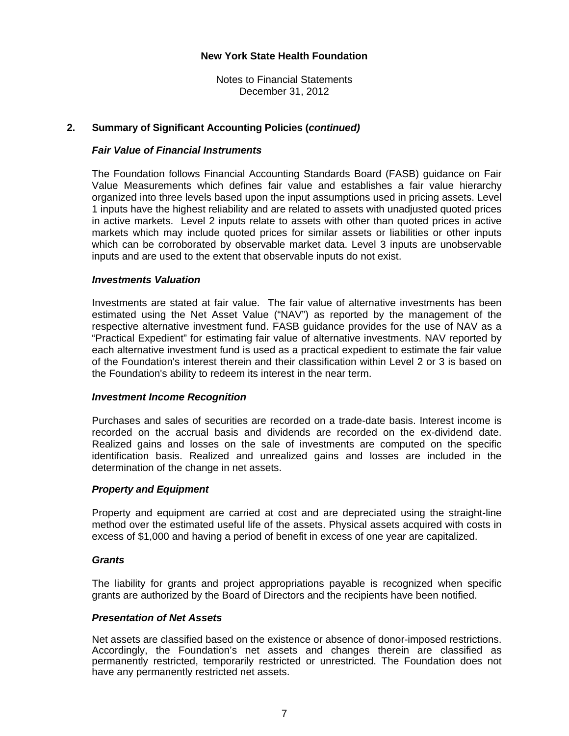**New York State Health Foundation**

Notes to Financial Statements
December 31, 2012

## 2. Summary of Significant Accounting Policies (*continued*)

### *Fair Value of Financial Instruments*

The Foundation follows Financial Accounting Standards Board (FASB) guidance on Fair Value Measurements which defines fair value and establishes a fair value hierarchy organized into three levels based upon the input assumptions used in pricing assets. Level 1 inputs have the highest reliability and are related to assets with unadjusted quoted prices in active markets. Level 2 inputs relate to assets with other than quoted prices in active markets which may include quoted prices for similar assets or liabilities or other inputs which can be corroborated by observable market data. Level 3 inputs are unobservable inputs and are used to the extent that observable inputs do not exist.

### *Investments Valuation*

Investments are stated at fair value. The fair value of alternative investments has been estimated using the Net Asset Value ("NAV") as reported by the management of the respective alternative investment fund. FASB guidance provides for the use of NAV as a "Practical Expedient" for estimating fair value of alternative investments. NAV reported by each alternative investment fund is used as a practical expedient to estimate the fair value of the Foundation's interest therein and their classification within Level 2 or 3 is based on the Foundation's ability to redeem its interest in the near term.

### *Investment Income Recognition*

Purchases and sales of securities are recorded on a trade-date basis. Interest income is recorded on the accrual basis and dividends are recorded on the ex-dividend date. Realized gains and losses on the sale of investments are computed on the specific identification basis. Realized and unrealized gains and losses are included in the determination of the change in net assets.

### *Property and Equipment*

Property and equipment are carried at cost and are depreciated using the straight-line method over the estimated useful life of the assets. Physical assets acquired with costs in excess of $1,000 and having a period of benefit in excess of one year are capitalized.

### *Grants*

The liability for grants and project appropriations payable is recognized when specific grants are authorized by the Board of Directors and the recipients have been notified.

### *Presentation of Net Assets*

Net assets are classified based on the existence or absence of donor-imposed restrictions. Accordingly, the Foundation's net assets and changes therein are classified as permanently restricted, temporarily restricted or unrestricted. The Foundation does not have any permanently restricted net assets.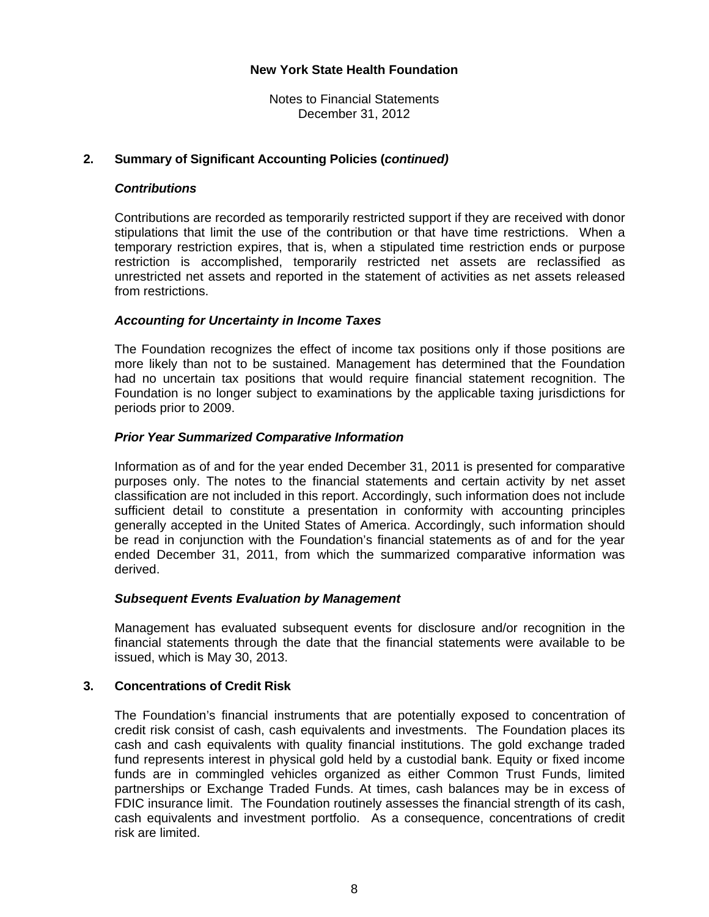## 2. Summary of Significant Accounting Policies (*continued*)

### *Contributions*

Contributions are recorded as temporarily restricted support if they are received with donor stipulations that limit the use of the contribution or that have time restrictions. When a temporary restriction expires, that is, when a stipulated time restriction ends or purpose restriction is accomplished, temporarily restricted net assets are reclassified as unrestricted net assets and reported in the statement of activities as net assets released from restrictions.

### *Accounting for Uncertainty in Income Taxes*

The Foundation recognizes the effect of income tax positions only if those positions are more likely than not to be sustained. Management has determined that the Foundation had no uncertain tax positions that would require financial statement recognition. The Foundation is no longer subject to examinations by the applicable taxing jurisdictions for periods prior to 2009.

### *Prior Year Summarized Comparative Information*

Information as of and for the year ended December 31, 2011 is presented for comparative purposes only. The notes to the financial statements and certain activity by net asset classification are not included in this report. Accordingly, such information does not include sufficient detail to constitute a presentation in conformity with accounting principles generally accepted in the United States of America. Accordingly, such information should be read in conjunction with the Foundation's financial statements as of and for the year ended December 31, 2011, from which the summarized comparative information was derived.

### *Subsequent Events Evaluation by Management*

Management has evaluated subsequent events for disclosure and/or recognition in the financial statements through the date that the financial statements were available to be issued, which is May 30, 2013.

## 3. Concentrations of Credit Risk

The Foundation's financial instruments that are potentially exposed to concentration of credit risk consist of cash, cash equivalents and investments. The Foundation places its cash and cash equivalents with quality financial institutions. The gold exchange traded fund represents interest in physical gold held by a custodial bank. Equity or fixed income funds are in commingled vehicles organized as either Common Trust Funds, limited partnerships or Exchange Traded Funds. At times, cash balances may be in excess of FDIC insurance limit. The Foundation routinely assesses the financial strength of its cash, cash equivalents and investment portfolio. As a consequence, concentrations of credit risk are limited.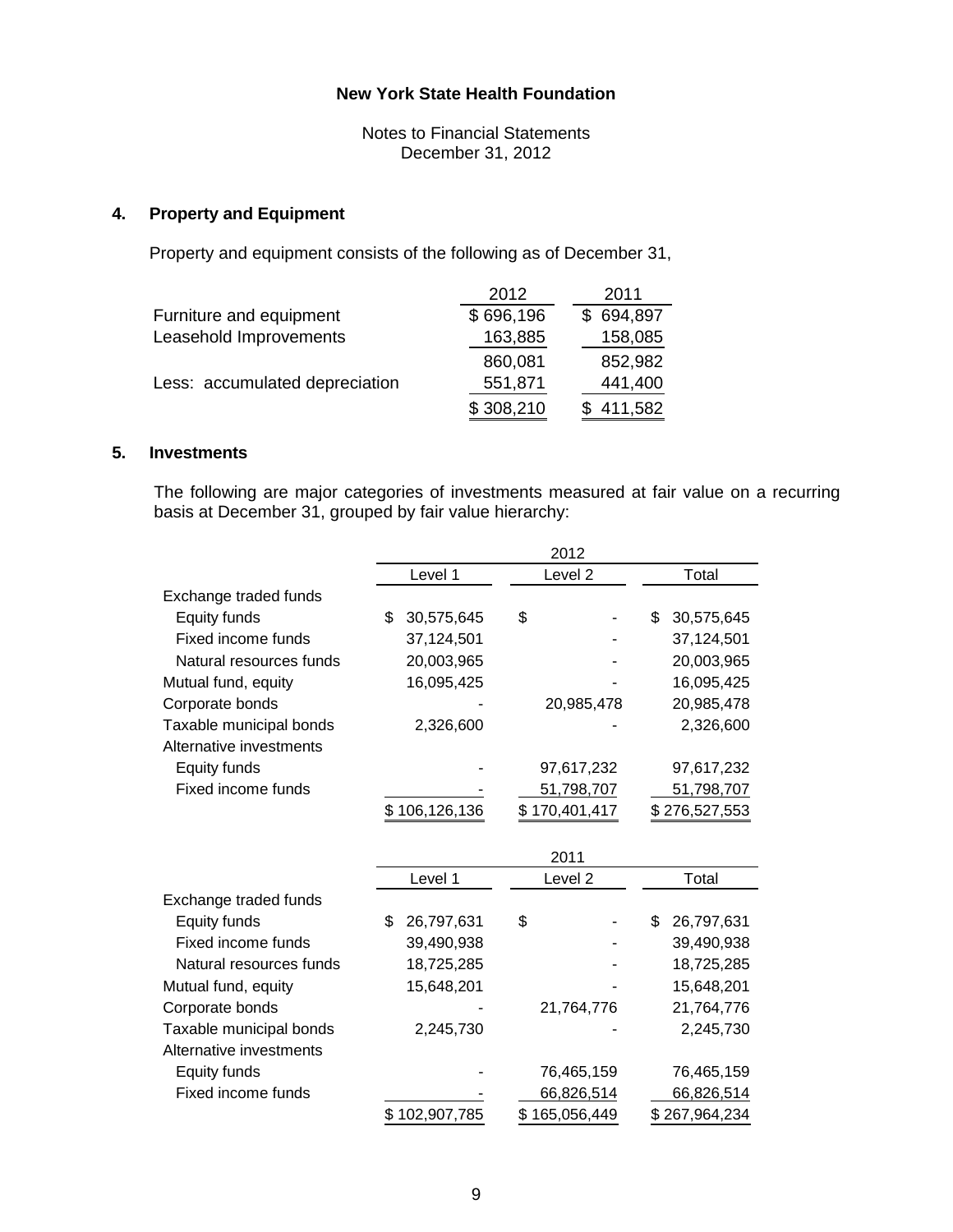**New York State Health Foundation**

Notes to Financial Statements
December 31, 2012

## 4. Property and Equipment

Property and equipment consists of the following as of December 31,

| | 2012 | 2011 |
|---|---|---|
| Furniture and equipment | $ 696,196 | $ 694,897 |
| Leasehold Improvements | 163,885 | 158,085 |
| | 860,081 | 852,982 |
| Less: accumulated depreciation | 551,871 | 441,400 |
| | $ 308,210 | $ 411,582 |

## 5. Investments

The following are major categories of investments measured at fair value on a recurring basis at December 31, grouped by fair value hierarchy:

| | 2012 | | |
|---|---|---|---|
| | Level 1 | Level 2 | Total |
| Exchange traded funds | | | |
| Equity funds | $ 30,575,645 | $ - | $ 30,575,645 |
| Fixed income funds | 37,124,501 | - | 37,124,501 |
| Natural resources funds | 20,003,965 | - | 20,003,965 |
| Mutual fund, equity | 16,095,425 | - | 16,095,425 |
| Corporate bonds | - | 20,985,478 | 20,985,478 |
| Taxable municipal bonds | 2,326,600 | - | 2,326,600 |
| Alternative investments | | | |
| Equity funds | - | 97,617,232 | 97,617,232 |
| Fixed income funds | - | 51,798,707 | 51,798,707 |
| | $ 106,126,136 | $ 170,401,417 | $ 276,527,553 |

| | 2011 | | |
|---|---|---|---|
| | Level 1 | Level 2 | Total |
| Exchange traded funds | | | |
| Equity funds | $ 26,797,631 | $ - | $ 26,797,631 |
| Fixed income funds | 39,490,938 | - | 39,490,938 |
| Natural resources funds | 18,725,285 | - | 18,725,285 |
| Mutual fund, equity | 15,648,201 | - | 15,648,201 |
| Corporate bonds | - | 21,764,776 | 21,764,776 |
| Taxable municipal bonds | 2,245,730 | - | 2,245,730 |
| Alternative investments | | | |
| Equity funds | - | 76,465,159 | 76,465,159 |
| Fixed income funds | - | 66,826,514 | 66,826,514 |
| | $ 102,907,785 | $ 165,056,449 | $ 267,964,234 |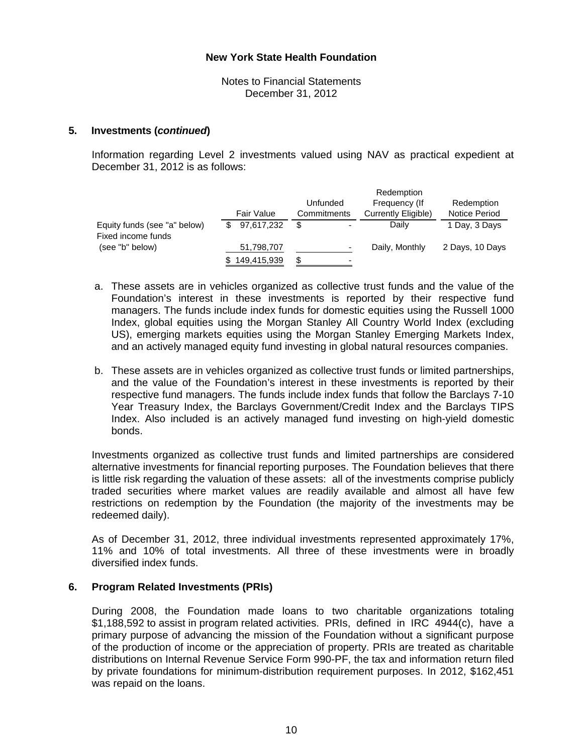**New York State Health Foundation**

Notes to Financial Statements
December 31, 2012

## 5. Investments (*continued*)

Information regarding Level 2 investments valued using NAV as practical expedient at December 31, 2012 is as follows:

| | Fair Value | Unfunded Commitments | Redemption Frequency (If Currently Eligible) | Redemption Notice Period |
|---|---|---|---|---|
| Equity funds (see "a" below) | $ 97,617,232 | $ - | Daily | 1 Day, 3 Days |
| Fixed income funds (see "b" below) | 51,798,707 | - | Daily, Monthly | 2 Days, 10 Days |
| | $ 149,415,939 | $ - | | |

a. These assets are in vehicles organized as collective trust funds and the value of the Foundation's interest in these investments is reported by their respective fund managers. The funds include index funds for domestic equities using the Russell 1000 Index, global equities using the Morgan Stanley All Country World Index (excluding US), emerging markets equities using the Morgan Stanley Emerging Markets Index, and an actively managed equity fund investing in global natural resources companies.

b. These assets are in vehicles organized as collective trust funds or limited partnerships, and the value of the Foundation's interest in these investments is reported by their respective fund managers. The funds include index funds that follow the Barclays 7-10 Year Treasury Index, the Barclays Government/Credit Index and the Barclays TIPS Index. Also included is an actively managed fund investing on high-yield domestic bonds.

Investments organized as collective trust funds and limited partnerships are considered alternative investments for financial reporting purposes. The Foundation believes that there is little risk regarding the valuation of these assets: all of the investments comprise publicly traded securities where market values are readily available and almost all have few restrictions on redemption by the Foundation (the majority of the investments may be redeemed daily).

As of December 31, 2012, three individual investments represented approximately 17%, 11% and 10% of total investments. All three of these investments were in broadly diversified index funds.

## 6. Program Related Investments (PRIs)

During 2008, the Foundation made loans to two charitable organizations totaling $1,188,592 to assist in program related activities. PRIs, defined in IRC 4944(c), have a primary purpose of advancing the mission of the Foundation without a significant purpose of the production of income or the appreciation of property. PRIs are treated as charitable distributions on Internal Revenue Service Form 990-PF, the tax and information return filed by private foundations for minimum-distribution requirement purposes. In 2012, $162,451 was repaid on the loans.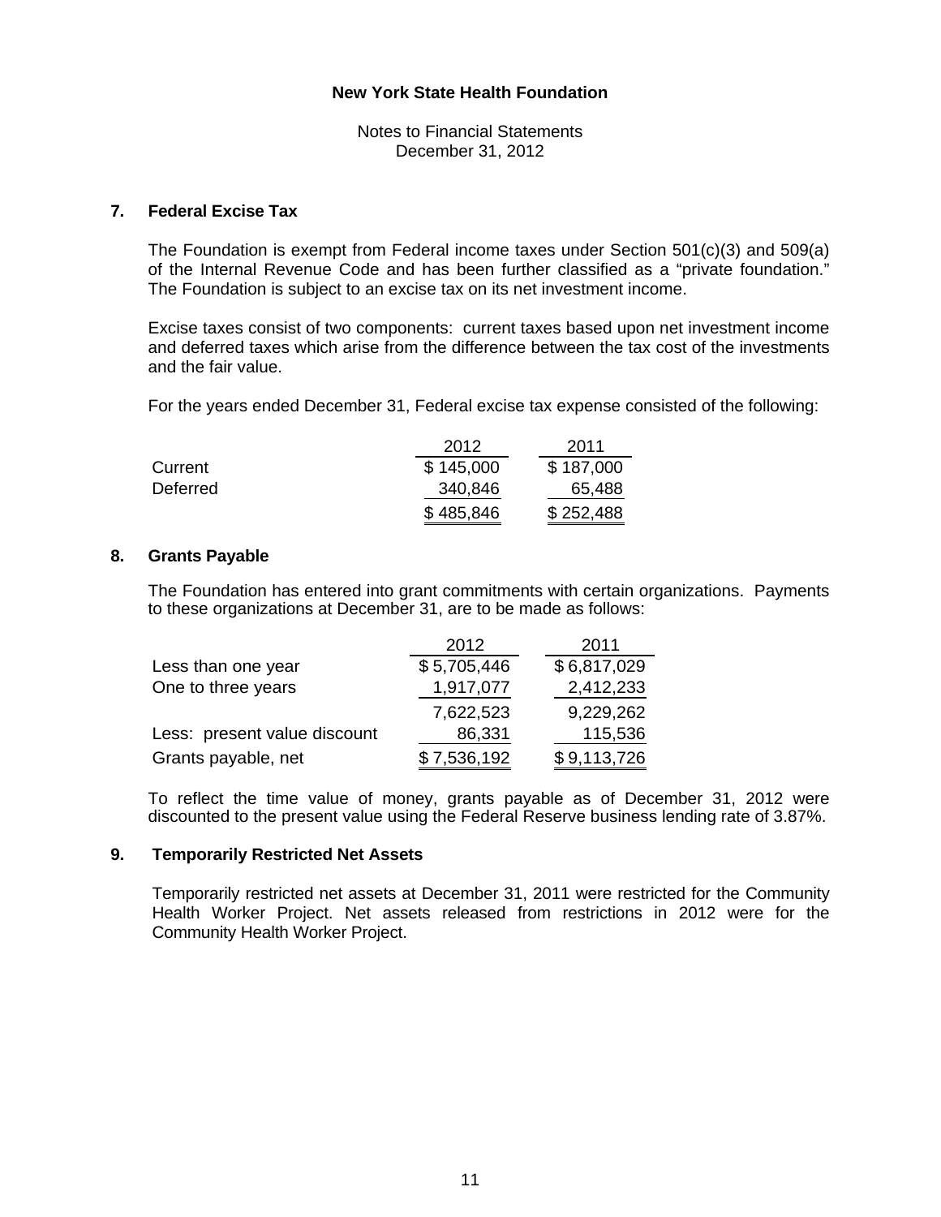**New York State Health Foundation**

Notes to Financial Statements
December 31, 2012

## 7. Federal Excise Tax

The Foundation is exempt from Federal income taxes under Section 501(c)(3) and 509(a) of the Internal Revenue Code and has been further classified as a "private foundation." The Foundation is subject to an excise tax on its net investment income.

Excise taxes consist of two components: current taxes based upon net investment income and deferred taxes which arise from the difference between the tax cost of the investments and the fair value.

For the years ended December 31, Federal excise tax expense consisted of the following:

| | 2012 | 2011 |
|---|---|---|
| Current | $ 145,000 | $ 187,000 |
| Deferred | 340,846 | 65,488 |
| | $ 485,846 | $ 252,488 |

## 8. Grants Payable

The Foundation has entered into grant commitments with certain organizations. Payments to these organizations at December 31, are to be made as follows:

| | 2012 | 2011 |
|---|---|---|
| Less than one year | $ 5,705,446 | $ 6,817,029 |
| One to three years | 1,917,077 | 2,412,233 |
| | 7,622,523 | 9,229,262 |
| Less: present value discount | 86,331 | 115,536 |
| Grants payable, net | $ 7,536,192 | $ 9,113,726 |

To reflect the time value of money, grants payable as of December 31, 2012 were discounted to the present value using the Federal Reserve business lending rate of 3.87%.

## 9. Temporarily Restricted Net Assets

Temporarily restricted net assets at December 31, 2011 were restricted for the Community Health Worker Project. Net assets released from restrictions in 2012 were for the Community Health Worker Project.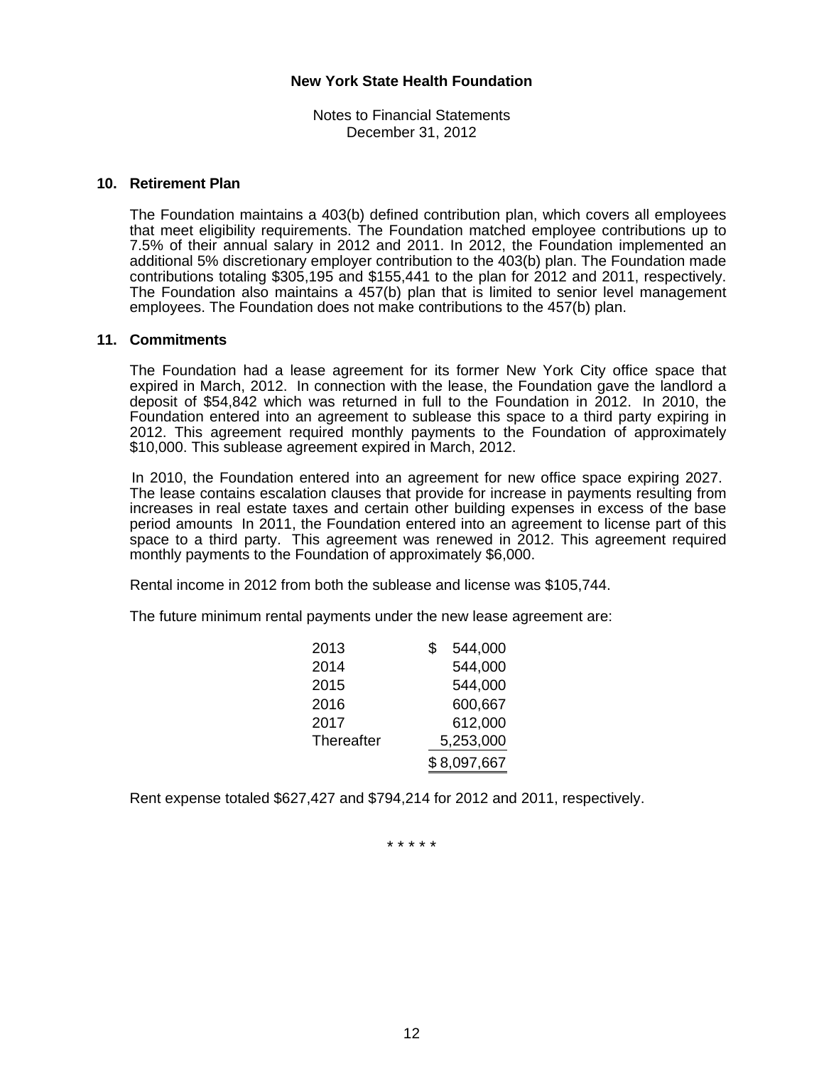**New York State Health Foundation**

Notes to Financial Statements
December 31, 2012

## 10. Retirement Plan

The Foundation maintains a 403(b) defined contribution plan, which covers all employees that meet eligibility requirements. The Foundation matched employee contributions up to 7.5% of their annual salary in 2012 and 2011. In 2012, the Foundation implemented an additional 5% discretionary employer contribution to the 403(b) plan. The Foundation made contributions totaling $305,195 and $155,441 to the plan for 2012 and 2011, respectively. The Foundation also maintains a 457(b) plan that is limited to senior level management employees. The Foundation does not make contributions to the 457(b) plan.

## 11. Commitments

The Foundation had a lease agreement for its former New York City office space that expired in March, 2012. In connection with the lease, the Foundation gave the landlord a deposit of $54,842 which was returned in full to the Foundation in 2012. In 2010, the Foundation entered into an agreement to sublease this space to a third party expiring in 2012. This agreement required monthly payments to the Foundation of approximately $10,000. This sublease agreement expired in March, 2012.

In 2010, the Foundation entered into an agreement for new office space expiring 2027. The lease contains escalation clauses that provide for increase in payments resulting from increases in real estate taxes and certain other building expenses in excess of the base period amounts In 2011, the Foundation entered into an agreement to license part of this space to a third party. This agreement was renewed in 2012. This agreement required monthly payments to the Foundation of approximately $6,000.

Rental income in 2012 from both the sublease and license was $105,744.

The future minimum rental payments under the new lease agreement are:

| | |
|---|---|
| 2013 | $ 544,000 |
| 2014 | 544,000 |
| 2015 | 544,000 |
| 2016 | 600,667 |
| 2017 | 612,000 |
| Thereafter | 5,253,000 |
| | $ 8,097,667 |

Rent expense totaled $627,427 and $794,214 for 2012 and 2011, respectively.

\* \* \* \* \*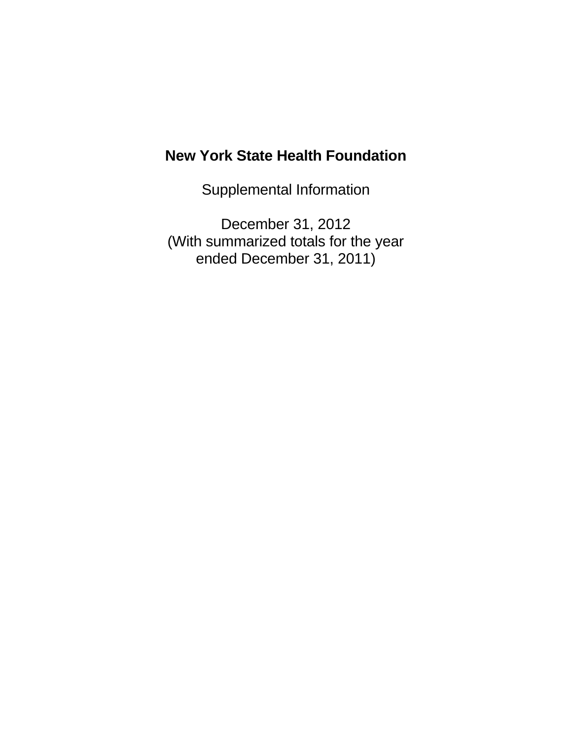# New York State Health Foundation

Supplemental Information

December 31, 2012
(With summarized totals for the year
ended December 31, 2011)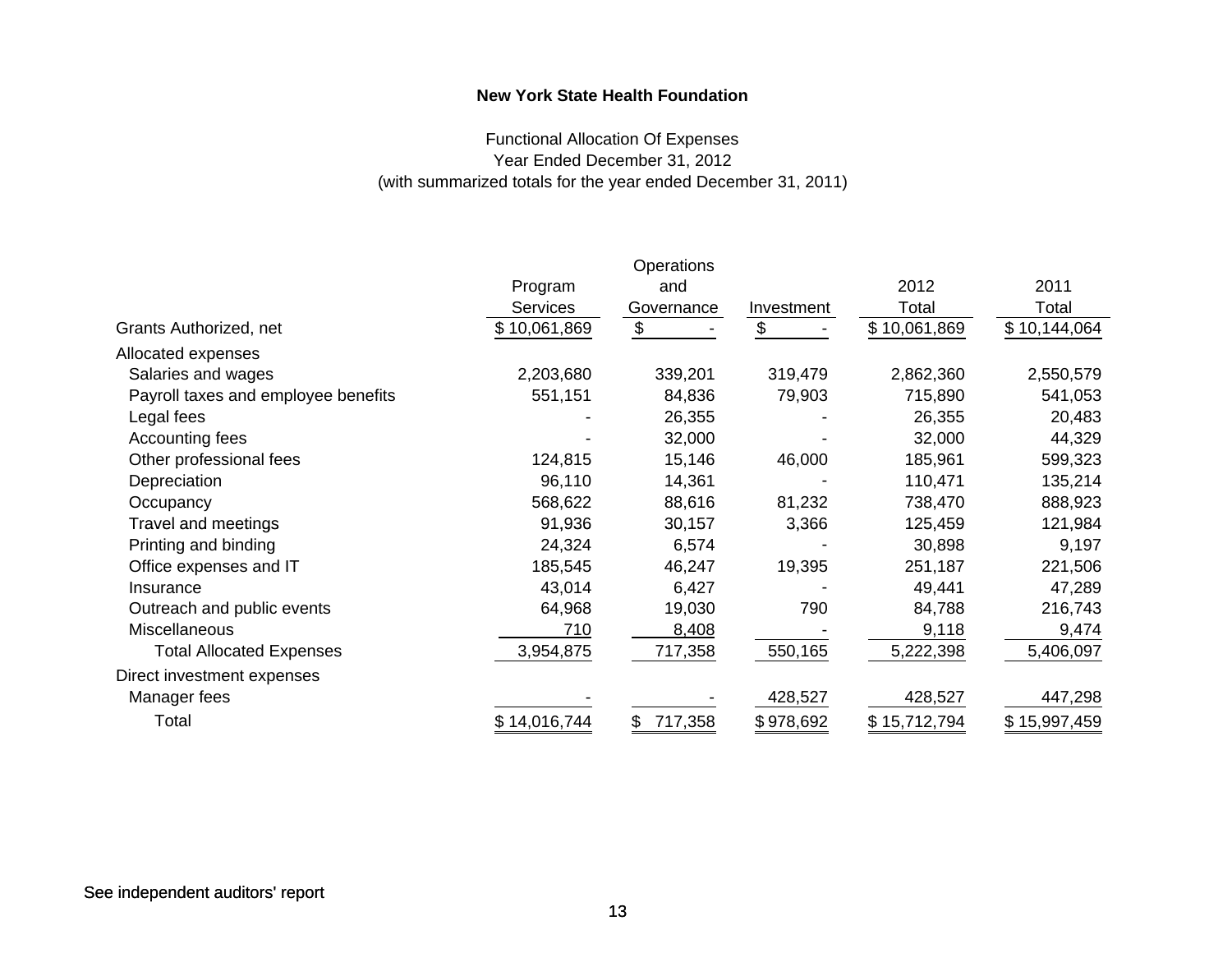**New York State Health Foundation**

Functional Allocation Of Expenses
Year Ended December 31, 2012
(with summarized totals for the year ended December 31, 2011)

| | Program Services | Operations and Governance | Investment | 2012 Total | 2011 Total |
|---|---|---|---|---|---|
| Grants Authorized, net | $ 10,061,869 | $ - | $ - | $ 10,061,869 | $ 10,144,064 |
| Allocated expenses | | | | | |
| Salaries and wages | 2,203,680 | 339,201 | 319,479 | 2,862,360 | 2,550,579 |
| Payroll taxes and employee benefits | 551,151 | 84,836 | 79,903 | 715,890 | 541,053 |
| Legal fees | - | 26,355 | - | 26,355 | 20,483 |
| Accounting fees | - | 32,000 | - | 32,000 | 44,329 |
| Other professional fees | 124,815 | 15,146 | 46,000 | 185,961 | 599,323 |
| Depreciation | 96,110 | 14,361 | - | 110,471 | 135,214 |
| Occupancy | 568,622 | 88,616 | 81,232 | 738,470 | 888,923 |
| Travel and meetings | 91,936 | 30,157 | 3,366 | 125,459 | 121,984 |
| Printing and binding | 24,324 | 6,574 | - | 30,898 | 9,197 |
| Office expenses and IT | 185,545 | 46,247 | 19,395 | 251,187 | 221,506 |
| Insurance | 43,014 | 6,427 | - | 49,441 | 47,289 |
| Outreach and public events | 64,968 | 19,030 | 790 | 84,788 | 216,743 |
| Miscellaneous | 710 | 8,408 | - | 9,118 | 9,474 |
| Total Allocated Expenses | 3,954,875 | 717,358 | 550,165 | 5,222,398 | 5,406,097 |
| Direct investment expenses | | | | | |
| Manager fees | - | - | 428,527 | 428,527 | 447,298 |
| Total | $ 14,016,744 | $ 717,358 | $ 978,692 | $ 15,712,794 | $ 15,997,459 |

See independent auditors' report